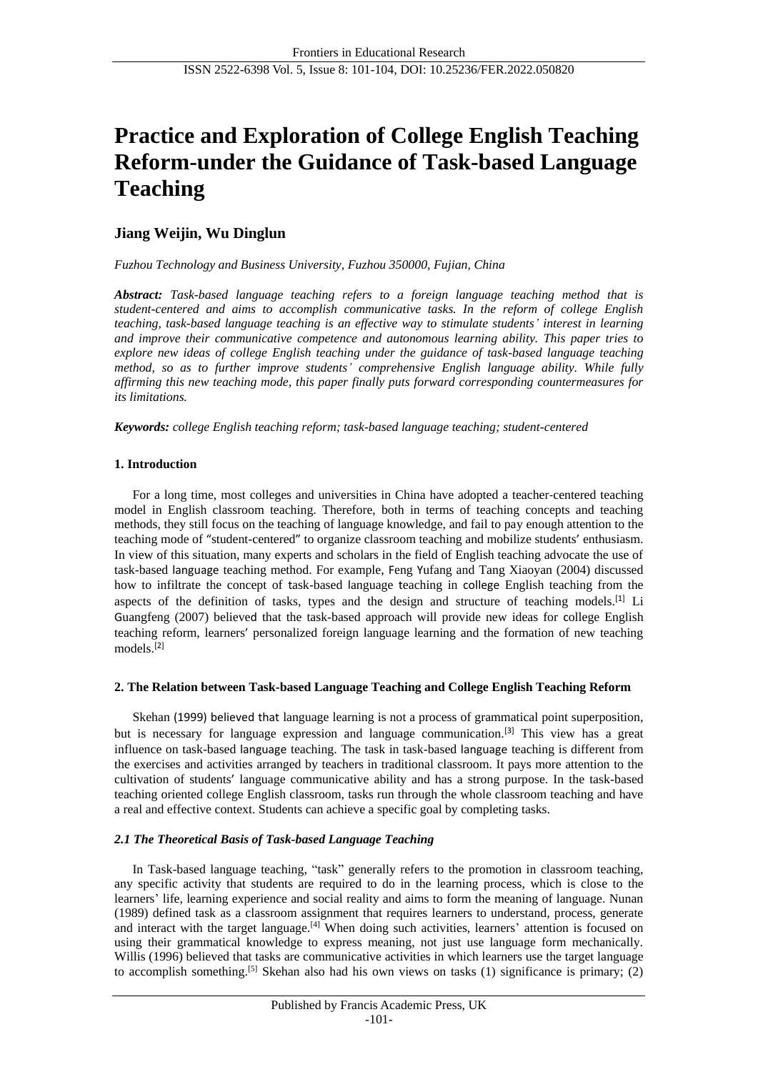# Practice and Exploration of College English Teaching Reform-under the Guidance of Task-based Language Teaching

**Jiang Weijin, Wu Dinglun**

*Fuzhou Technology and Business University, Fuzhou 350000, Fujian, China*

***Abstract:*** *Task-based language teaching refers to a foreign language teaching method that is student-centered and aims to accomplish communicative tasks. In the reform of college English teaching, task-based language teaching is an effective way to stimulate students' interest in learning and improve their communicative competence and autonomous learning ability. This paper tries to explore new ideas of college English teaching under the guidance of task-based language teaching method, so as to further improve students' comprehensive English language ability. While fully affirming this new teaching mode, this paper finally puts forward corresponding countermeasures for its limitations.*

***Keywords:*** *college English teaching reform; task-based language teaching; student-centered*

## 1. Introduction

For a long time, most colleges and universities in China have adopted a teacher-centered teaching model in English classroom teaching. Therefore, both in terms of teaching concepts and teaching methods, they still focus on the teaching of language knowledge, and fail to pay enough attention to the teaching mode of "student-centered" to organize classroom teaching and mobilize students' enthusiasm. In view of this situation, many experts and scholars in the field of English teaching advocate the use of task-based language teaching method. For example, Feng Yufang and Tang Xiaoyan (2004) discussed how to infiltrate the concept of task-based language teaching in college English teaching from the aspects of the definition of tasks, types and the design and structure of teaching models.[1] Li Guangfeng (2007) believed that the task-based approach will provide new ideas for college English teaching reform, learners' personalized foreign language learning and the formation of new teaching models.[2]

## 2. The Relation between Task-based Language Teaching and College English Teaching Reform

Skehan (1999) believed that language learning is not a process of grammatical point superposition, but is necessary for language expression and language communication.[3] This view has a great influence on task-based language teaching. The task in task-based language teaching is different from the exercises and activities arranged by teachers in traditional classroom. It pays more attention to the cultivation of students' language communicative ability and has a strong purpose. In the task-based teaching oriented college English classroom, tasks run through the whole classroom teaching and have a real and effective context. Students can achieve a specific goal by completing tasks.

### *2.1 The Theoretical Basis of Task-based Language Teaching*

In Task-based language teaching, "task" generally refers to the promotion in classroom teaching, any specific activity that students are required to do in the learning process, which is close to the learners' life, learning experience and social reality and aims to form the meaning of language. Nunan (1989) defined task as a classroom assignment that requires learners to understand, process, generate and interact with the target language.[4] When doing such activities, learners' attention is focused on using their grammatical knowledge to express meaning, not just use language form mechanically. Willis (1996) believed that tasks are communicative activities in which learners use the target language to accomplish something.[5] Skehan also had his own views on tasks (1) significance is primary; (2)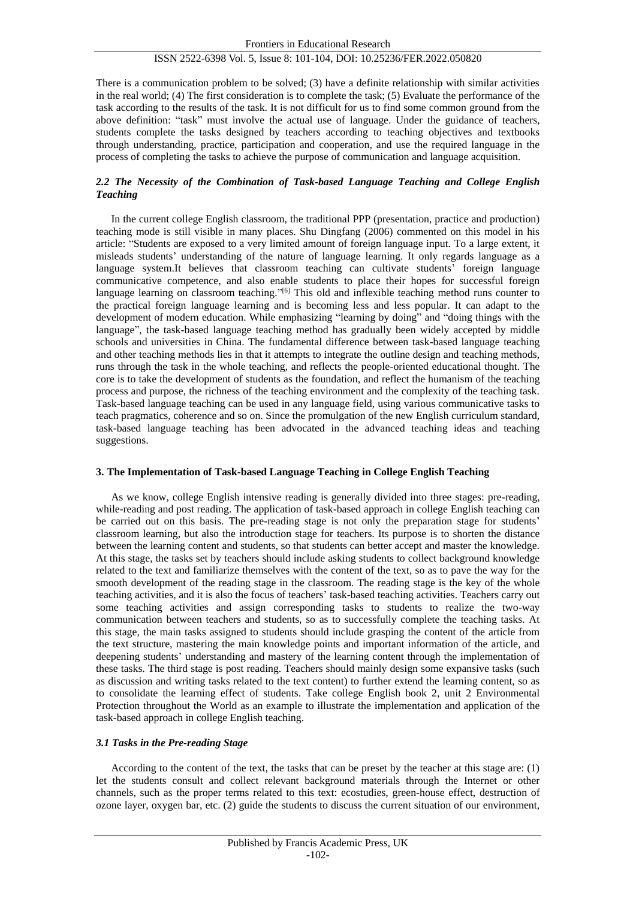There is a communication problem to be solved; (3) have a definite relationship with similar activities in the real world; (4) The first consideration is to complete the task; (5) Evaluate the performance of the task according to the results of the task. It is not difficult for us to find some common ground from the above definition: "task" must involve the actual use of language. Under the guidance of teachers, students complete the tasks designed by teachers according to teaching objectives and textbooks through understanding, practice, participation and cooperation, and use the required language in the process of completing the tasks to achieve the purpose of communication and language acquisition.

### *2.2 The Necessity of the Combination of Task-based Language Teaching and College English Teaching*

In the current college English classroom, the traditional PPP (presentation, practice and production) teaching mode is still visible in many places. Shu Dingfang (2006) commented on this model in his article: "Students are exposed to a very limited amount of foreign language input. To a large extent, it misleads students' understanding of the nature of language learning. It only regards language as a language system.It believes that classroom teaching can cultivate students' foreign language communicative competence, and also enable students to place their hopes for successful foreign language learning on classroom teaching."[6] This old and inflexible teaching method runs counter to the practical foreign language learning and is becoming less and less popular. It can adapt to the development of modern education. While emphasizing "learning by doing" and "doing things with the language", the task-based language teaching method has gradually been widely accepted by middle schools and universities in China. The fundamental difference between task-based language teaching and other teaching methods lies in that it attempts to integrate the outline design and teaching methods, runs through the task in the whole teaching, and reflects the people-oriented educational thought. The core is to take the development of students as the foundation, and reflect the humanism of the teaching process and purpose, the richness of the teaching environment and the complexity of the teaching task. Task-based language teaching can be used in any language field, using various communicative tasks to teach pragmatics, coherence and so on. Since the promulgation of the new English curriculum standard, task-based language teaching has been advocated in the advanced teaching ideas and teaching suggestions.

## 3. The Implementation of Task-based Language Teaching in College English Teaching

As we know, college English intensive reading is generally divided into three stages: pre-reading, while-reading and post reading. The application of task-based approach in college English teaching can be carried out on this basis. The pre-reading stage is not only the preparation stage for students' classroom learning, but also the introduction stage for teachers. Its purpose is to shorten the distance between the learning content and students, so that students can better accept and master the knowledge. At this stage, the tasks set by teachers should include asking students to collect background knowledge related to the text and familiarize themselves with the content of the text, so as to pave the way for the smooth development of the reading stage in the classroom. The reading stage is the key of the whole teaching activities, and it is also the focus of teachers' task-based teaching activities. Teachers carry out some teaching activities and assign corresponding tasks to students to realize the two-way communication between teachers and students, so as to successfully complete the teaching tasks. At this stage, the main tasks assigned to students should include grasping the content of the article from the text structure, mastering the main knowledge points and important information of the article, and deepening students' understanding and mastery of the learning content through the implementation of these tasks. The third stage is post reading. Teachers should mainly design some expansive tasks (such as discussion and writing tasks related to the text content) to further extend the learning content, so as to consolidate the learning effect of students. Take college English book 2, unit 2 Environmental Protection throughout the World as an example to illustrate the implementation and application of the task-based approach in college English teaching.

### *3.1 Tasks in the Pre-reading Stage*

According to the content of the text, the tasks that can be preset by the teacher at this stage are: (1) let the students consult and collect relevant background materials through the Internet or other channels, such as the proper terms related to this text: ecostudies, green-house effect, destruction of ozone layer, oxygen bar, etc. (2) guide the students to discuss the current situation of our environment,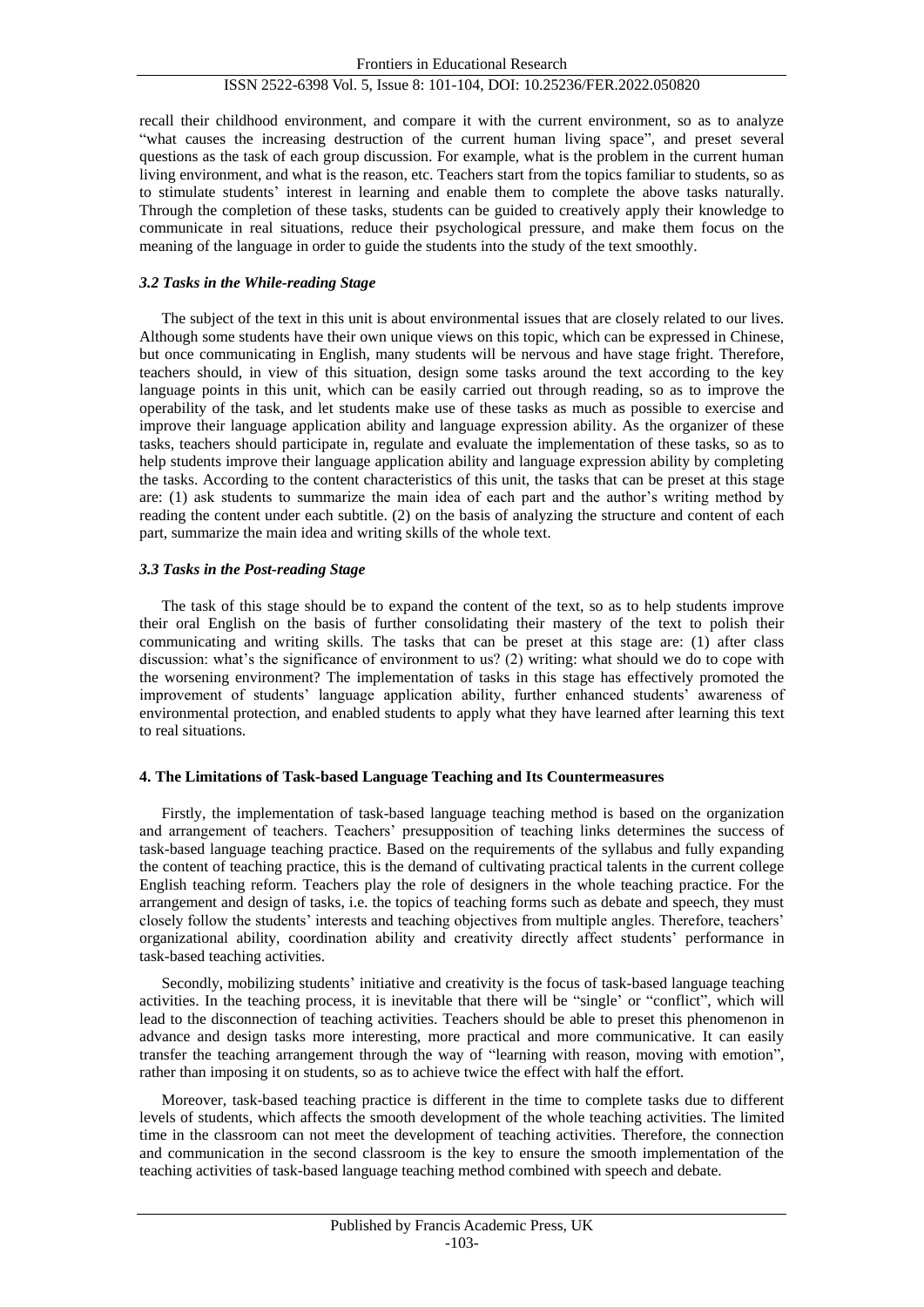recall their childhood environment, and compare it with the current environment, so as to analyze "what causes the increasing destruction of the current human living space", and preset several questions as the task of each group discussion. For example, what is the problem in the current human living environment, and what is the reason, etc. Teachers start from the topics familiar to students, so as to stimulate students' interest in learning and enable them to complete the above tasks naturally. Through the completion of these tasks, students can be guided to creatively apply their knowledge to communicate in real situations, reduce their psychological pressure, and make them focus on the meaning of the language in order to guide the students into the study of the text smoothly.

### *3.2 Tasks in the While-reading Stage*

The subject of the text in this unit is about environmental issues that are closely related to our lives. Although some students have their own unique views on this topic, which can be expressed in Chinese, but once communicating in English, many students will be nervous and have stage fright. Therefore, teachers should, in view of this situation, design some tasks around the text according to the key language points in this unit, which can be easily carried out through reading, so as to improve the operability of the task, and let students make use of these tasks as much as possible to exercise and improve their language application ability and language expression ability. As the organizer of these tasks, teachers should participate in, regulate and evaluate the implementation of these tasks, so as to help students improve their language application ability and language expression ability by completing the tasks. According to the content characteristics of this unit, the tasks that can be preset at this stage are: (1) ask students to summarize the main idea of each part and the author's writing method by reading the content under each subtitle. (2) on the basis of analyzing the structure and content of each part, summarize the main idea and writing skills of the whole text.

### *3.3 Tasks in the Post-reading Stage*

The task of this stage should be to expand the content of the text, so as to help students improve their oral English on the basis of further consolidating their mastery of the text to polish their communicating and writing skills. The tasks that can be preset at this stage are: (1) after class discussion: what's the significance of environment to us? (2) writing: what should we do to cope with the worsening environment? The implementation of tasks in this stage has effectively promoted the improvement of students' language application ability, further enhanced students' awareness of environmental protection, and enabled students to apply what they have learned after learning this text to real situations.

## **4. The Limitations of Task-based Language Teaching and Its Countermeasures**

Firstly, the implementation of task-based language teaching method is based on the organization and arrangement of teachers. Teachers' presupposition of teaching links determines the success of task-based language teaching practice. Based on the requirements of the syllabus and fully expanding the content of teaching practice, this is the demand of cultivating practical talents in the current college English teaching reform. Teachers play the role of designers in the whole teaching practice. For the arrangement and design of tasks, i.e. the topics of teaching forms such as debate and speech, they must closely follow the students' interests and teaching objectives from multiple angles. Therefore, teachers' organizational ability, coordination ability and creativity directly affect students' performance in task-based teaching activities.

Secondly, mobilizing students' initiative and creativity is the focus of task-based language teaching activities. In the teaching process, it is inevitable that there will be "single' or "conflict", which will lead to the disconnection of teaching activities. Teachers should be able to preset this phenomenon in advance and design tasks more interesting, more practical and more communicative. It can easily transfer the teaching arrangement through the way of "learning with reason, moving with emotion", rather than imposing it on students, so as to achieve twice the effect with half the effort.

Moreover, task-based teaching practice is different in the time to complete tasks due to different levels of students, which affects the smooth development of the whole teaching activities. The limited time in the classroom can not meet the development of teaching activities. Therefore, the connection and communication in the second classroom is the key to ensure the smooth implementation of the teaching activities of task-based language teaching method combined with speech and debate.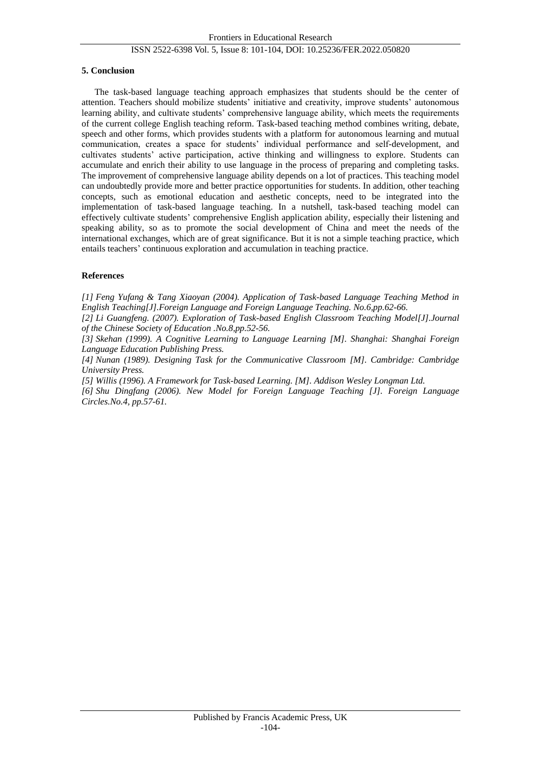## 5. Conclusion

The task-based language teaching approach emphasizes that students should be the center of attention. Teachers should mobilize students' initiative and creativity, improve students' autonomous learning ability, and cultivate students' comprehensive language ability, which meets the requirements of the current college English teaching reform. Task-based teaching method combines writing, debate, speech and other forms, which provides students with a platform for autonomous learning and mutual communication, creates a space for students' individual performance and self-development, and cultivates students' active participation, active thinking and willingness to explore. Students can accumulate and enrich their ability to use language in the process of preparing and completing tasks. The improvement of comprehensive language ability depends on a lot of practices. This teaching model can undoubtedly provide more and better practice opportunities for students. In addition, other teaching concepts, such as emotional education and aesthetic concepts, need to be integrated into the implementation of task-based language teaching. In a nutshell, task-based teaching model can effectively cultivate students' comprehensive English application ability, especially their listening and speaking ability, so as to promote the social development of China and meet the needs of the international exchanges, which are of great significance. But it is not a simple teaching practice, which entails teachers' continuous exploration and accumulation in teaching practice.

## References

*[1] Feng Yufang & Tang Xiaoyan (2004). Application of Task-based Language Teaching Method in English Teaching[J].Foreign Language and Foreign Language Teaching. No.6,pp.62-66.*

*[2] Li Guangfeng. (2007). Exploration of Task-based English Classroom Teaching Model[J].Journal of the Chinese Society of Education .No.8,pp.52-56.*

*[3] Skehan (1999). A Cognitive Learning to Language Learning [M]. Shanghai: Shanghai Foreign Language Education Publishing Press.*

*[4] Nunan (1989). Designing Task for the Communicative Classroom [M]. Cambridge: Cambridge University Press.*

*[5] Willis (1996). A Framework for Task-based Learning. [M]. Addison Wesley Longman Ltd.*

*[6] Shu Dingfang (2006). New Model for Foreign Language Teaching [J]. Foreign Language Circles.No.4, pp.57-61.*